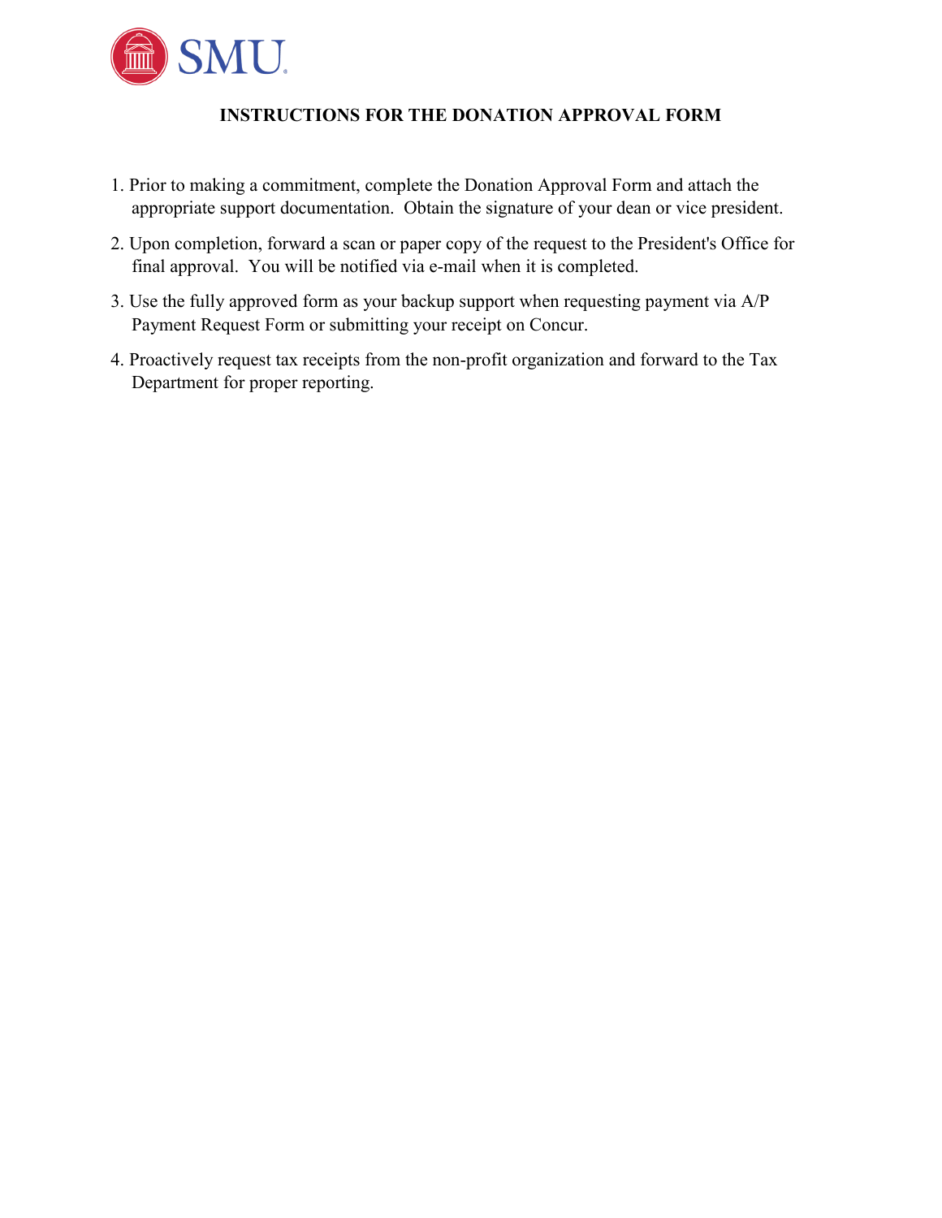SMU

# INSTRUCTIONS FOR THE DONATION APPROVAL FORM

1. Prior to making a commitment, complete the Donation Approval Form and attach the appropriate support documentation. Obtain the signature of your dean or vice president.
2. Upon completion, forward a scan or paper copy of the request to the President's Office for final approval. You will be notified via e-mail when it is completed.
3. Use the fully approved form as your backup support when requesting payment via A/P Payment Request Form or submitting your receipt on Concur.
4. Proactively request tax receipts from the non-profit organization and forward to the Tax Department for proper reporting.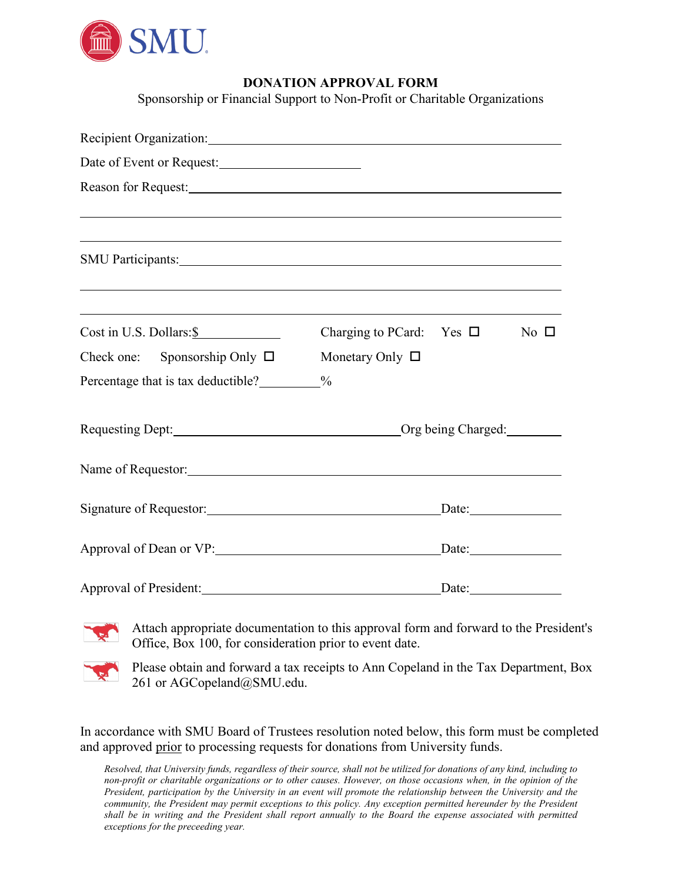SMU

**DONATION APPROVAL FORM**

Sponsorship or Financial Support to Non-Profit or Charitable Organizations

Recipient Organization:\_\_\_\_\_\_\_\_\_\_\_\_\_\_\_\_\_\_\_\_\_\_\_\_\_\_\_\_\_\_\_\_\_\_\_\_\_\_\_\_\_\_\_\_\_\_\_\_

Date of Event or Request:\_\_\_\_\_\_\_\_\_\_\_\_\_\_\_\_\_\_\_\_

Reason for Request:\_\_\_\_\_\_\_\_\_\_\_\_\_\_\_\_\_\_\_\_\_\_\_\_\_\_\_\_\_\_\_\_\_\_\_\_\_\_\_\_\_\_\_\_\_\_\_\_\_\_

\_\_\_\_\_\_\_\_\_\_\_\_\_\_\_\_\_\_\_\_\_\_\_\_\_\_\_\_\_\_\_\_\_\_\_\_\_\_\_\_\_\_\_\_\_\_\_\_\_\_\_\_\_\_\_\_\_\_\_\_\_\_\_\_\_\_\_\_

\_\_\_\_\_\_\_\_\_\_\_\_\_\_\_\_\_\_\_\_\_\_\_\_\_\_\_\_\_\_\_\_\_\_\_\_\_\_\_\_\_\_\_\_\_\_\_\_\_\_\_\_\_\_\_\_\_\_\_\_\_\_\_\_\_\_\_\_

SMU Participants:\_\_\_\_\_\_\_\_\_\_\_\_\_\_\_\_\_\_\_\_\_\_\_\_\_\_\_\_\_\_\_\_\_\_\_\_\_\_\_\_\_\_\_\_\_\_\_\_\_\_\_\_\_

\_\_\_\_\_\_\_\_\_\_\_\_\_\_\_\_\_\_\_\_\_\_\_\_\_\_\_\_\_\_\_\_\_\_\_\_\_\_\_\_\_\_\_\_\_\_\_\_\_\_\_\_\_\_\_\_\_\_\_\_\_\_\_\_\_\_\_\_

\_\_\_\_\_\_\_\_\_\_\_\_\_\_\_\_\_\_\_\_\_\_\_\_\_\_\_\_\_\_\_\_\_\_\_\_\_\_\_\_\_\_\_\_\_\_\_\_\_\_\_\_\_\_\_\_\_\_\_\_\_\_\_\_\_\_\_\_

Cost in U.S. Dollars:$\_\_\_\_\_\_\_\_\_\_\_\_ Charging to PCard: Yes ☐ No ☐

Check one: Sponsorship Only ☐ Monetary Only ☐

Percentage that is tax deductible?\_\_\_\_\_\_\_\_\_%

Requesting Dept:\_\_\_\_\_\_\_\_\_\_\_\_\_\_\_\_\_\_\_\_\_\_\_\_\_\_\_\_\_\_\_\_\_\_Org being Charged:\_\_\_\_\_\_\_\_

Name of Requestor:\_\_\_\_\_\_\_\_\_\_\_\_\_\_\_\_\_\_\_\_\_\_\_\_\_\_\_\_\_\_\_\_\_\_\_\_\_\_\_\_\_\_\_\_\_\_\_\_\_\_\_\_\_

Signature of Requestor:\_\_\_\_\_\_\_\_\_\_\_\_\_\_\_\_\_\_\_\_\_\_\_\_\_\_\_\_\_\_\_\_\_\_\_Date:\_\_\_\_\_\_\_\_\_\_\_\_\_

Approval of Dean or VP:\_\_\_\_\_\_\_\_\_\_\_\_\_\_\_\_\_\_\_\_\_\_\_\_\_\_\_\_\_\_\_\_\_\_Date:\_\_\_\_\_\_\_\_\_\_\_\_\_

Approval of President:\_\_\_\_\_\_\_\_\_\_\_\_\_\_\_\_\_\_\_\_\_\_\_\_\_\_\_\_\_\_\_\_\_\_\_\_Date:\_\_\_\_\_\_\_\_\_\_\_\_\_

- Attach appropriate documentation to this approval form and forward to the President's Office, Box 100, for consideration prior to event date.
- Please obtain and forward a tax receipts to Ann Copeland in the Tax Department, Box 261 or AGCopeland@SMU.edu.

In accordance with SMU Board of Trustees resolution noted below, this form must be completed and approved <u>prior</u> to processing requests for donations from University funds.

*Resolved, that University funds, regardless of their source, shall not be utilized for donations of any kind, including to non-profit or charitable organizations or to other causes. However, on those occasions when, in the opinion of the President, participation by the University in an event will promote the relationship between the University and the community, the President may permit exceptions to this policy. Any exception permitted hereunder by the President shall be in writing and the President shall report annually to the Board the expense associated with permitted exceptions for the preceeding year.*